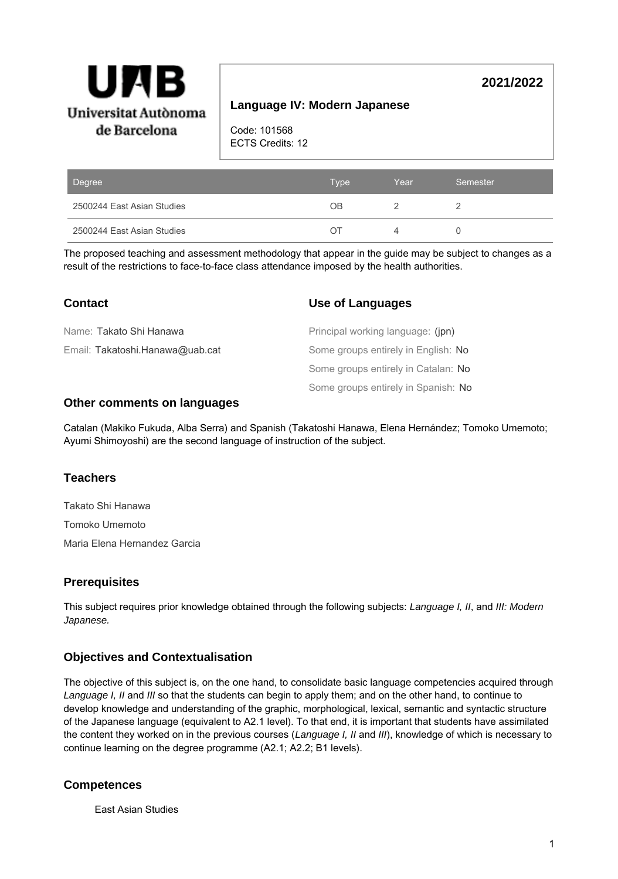**UAB Universitat Autònoma de Barcelona**

# Language IV: Modern Japanese

**2021/2022**

Code: 101568
ECTS Credits: 12

| Degree | Type | Year | Semester |
| --- | --- | --- | --- |
| 2500244 East Asian Studies | OB | 2 | 2 |
| 2500244 East Asian Studies | OT | 4 | 0 |

The proposed teaching and assessment methodology that appear in the guide may be subject to changes as a result of the restrictions to face-to-face class attendance imposed by the health authorities.

## Contact

Name: Takato Shi Hanawa

Email: Takatoshi.Hanawa@uab.cat

## Use of Languages

Principal working language: (jpn)

Some groups entirely in English: No

Some groups entirely in Catalan: No

Some groups entirely in Spanish: No

## Other comments on languages

Catalan (Makiko Fukuda, Alba Serra) and Spanish (Takatoshi Hanawa, Elena Hernández; Tomoko Umemoto; Ayumi Shimoyoshi) are the second language of instruction of the subject.

## Teachers

Takato Shi Hanawa

Tomoko Umemoto

Maria Elena Hernandez Garcia

## Prerequisites

This subject requires prior knowledge obtained through the following subjects: *Language I, II*, and *III: Modern Japanese.*

## Objectives and Contextualisation

The objective of this subject is, on the one hand, to consolidate basic language competencies acquired through *Language I, II* and *III* so that the students can begin to apply them; and on the other hand, to continue to develop knowledge and understanding of the graphic, morphological, lexical, semantic and syntactic structure of the Japanese language (equivalent to A2.1 level). To that end, it is important that students have assimilated the content they worked on in the previous courses (*Language I, II* and *III*), knowledge of which is necessary to continue learning on the degree programme (A2.1; A2.2; B1 levels).

## Competences

East Asian Studies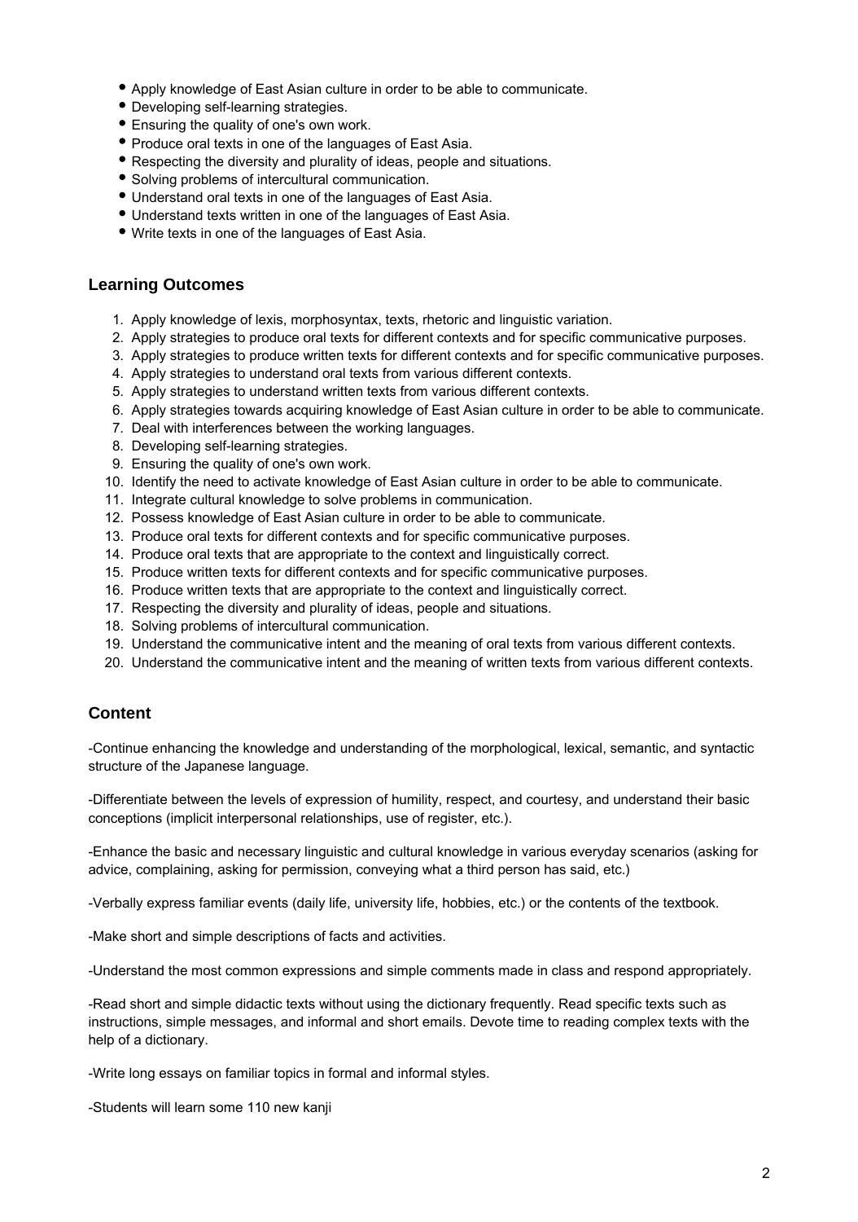- Apply knowledge of East Asian culture in order to be able to communicate.
- Developing self-learning strategies.
- Ensuring the quality of one's own work.
- Produce oral texts in one of the languages of East Asia.
- Respecting the diversity and plurality of ideas, people and situations.
- Solving problems of intercultural communication.
- Understand oral texts in one of the languages of East Asia.
- Understand texts written in one of the languages of East Asia.
- Write texts in one of the languages of East Asia.

## Learning Outcomes

1. Apply knowledge of lexis, morphosyntax, texts, rhetoric and linguistic variation.
2. Apply strategies to produce oral texts for different contexts and for specific communicative purposes.
3. Apply strategies to produce written texts for different contexts and for specific communicative purposes.
4. Apply strategies to understand oral texts from various different contexts.
5. Apply strategies to understand written texts from various different contexts.
6. Apply strategies towards acquiring knowledge of East Asian culture in order to be able to communicate.
7. Deal with interferences between the working languages.
8. Developing self-learning strategies.
9. Ensuring the quality of one's own work.
10. Identify the need to activate knowledge of East Asian culture in order to be able to communicate.
11. Integrate cultural knowledge to solve problems in communication.
12. Possess knowledge of East Asian culture in order to be able to communicate.
13. Produce oral texts for different contexts and for specific communicative purposes.
14. Produce oral texts that are appropriate to the context and linguistically correct.
15. Produce written texts for different contexts and for specific communicative purposes.
16. Produce written texts that are appropriate to the context and linguistically correct.
17. Respecting the diversity and plurality of ideas, people and situations.
18. Solving problems of intercultural communication.
19. Understand the communicative intent and the meaning of oral texts from various different contexts.
20. Understand the communicative intent and the meaning of written texts from various different contexts.

## Content

-Continue enhancing the knowledge and understanding of the morphological, lexical, semantic, and syntactic structure of the Japanese language.

-Differentiate between the levels of expression of humility, respect, and courtesy, and understand their basic conceptions (implicit interpersonal relationships, use of register, etc.).

-Enhance the basic and necessary linguistic and cultural knowledge in various everyday scenarios (asking for advice, complaining, asking for permission, conveying what a third person has said, etc.)

-Verbally express familiar events (daily life, university life, hobbies, etc.) or the contents of the textbook.

-Make short and simple descriptions of facts and activities.

-Understand the most common expressions and simple comments made in class and respond appropriately.

-Read short and simple didactic texts without using the dictionary frequently. Read specific texts such as instructions, simple messages, and informal and short emails. Devote time to reading complex texts with the help of a dictionary.

-Write long essays on familiar topics in formal and informal styles.

-Students will learn some 110 new kanji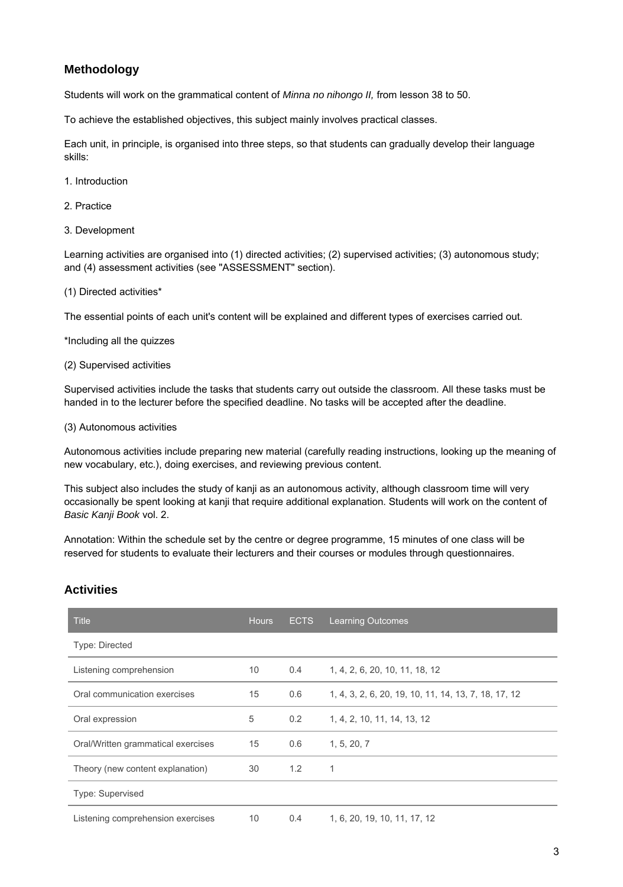## Methodology

Students will work on the grammatical content of *Minna no nihongo II,* from lesson 38 to 50.

To achieve the established objectives, this subject mainly involves practical classes.

Each unit, in principle, is organised into three steps, so that students can gradually develop their language skills:

1. Introduction

2. Practice

3. Development

Learning activities are organised into (1) directed activities; (2) supervised activities; (3) autonomous study; and (4) assessment activities (see "ASSESSMENT" section).

(1) Directed activities*

The essential points of each unit's content will be explained and different types of exercises carried out.

*Including all the quizzes

(2) Supervised activities

Supervised activities include the tasks that students carry out outside the classroom. All these tasks must be handed in to the lecturer before the specified deadline. No tasks will be accepted after the deadline.

(3) Autonomous activities

Autonomous activities include preparing new material (carefully reading instructions, looking up the meaning of new vocabulary, etc.), doing exercises, and reviewing previous content.

This subject also includes the study of kanji as an autonomous activity, although classroom time will very occasionally be spent looking at kanji that require additional explanation. Students will work on the content of *Basic Kanji Book* vol. 2.

Annotation: Within the schedule set by the centre or degree programme, 15 minutes of one class will be reserved for students to evaluate their lecturers and their courses or modules through questionnaires.

## Activities

| Title | Hours | ECTS | Learning Outcomes |
|---|---|---|---|
| Type: Directed | | | |
| Listening comprehension | 10 | 0.4 | 1, 4, 2, 6, 20, 10, 11, 18, 12 |
| Oral communication exercises | 15 | 0.6 | 1, 4, 3, 2, 6, 20, 19, 10, 11, 14, 13, 7, 18, 17, 12 |
| Oral expression | 5 | 0.2 | 1, 4, 2, 10, 11, 14, 13, 12 |
| Oral/Written grammatical exercises | 15 | 0.6 | 1, 5, 20, 7 |
| Theory (new content explanation) | 30 | 1.2 | 1 |
| Type: Supervised | | | |
| Listening comprehension exercises | 10 | 0.4 | 1, 6, 20, 19, 10, 11, 17, 12 |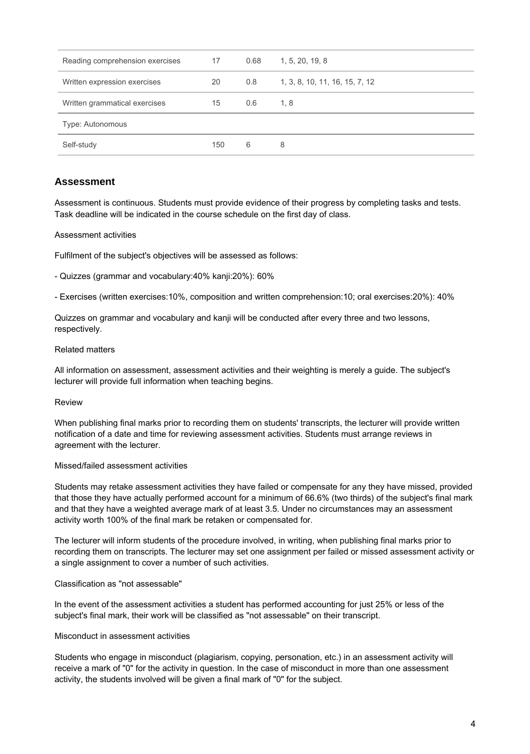| | | | |
|---|---|---|---|
| Reading comprehension exercises | 17 | 0.68 | 1, 5, 20, 19, 8 |
| Written expression exercises | 20 | 0.8 | 1, 3, 8, 10, 11, 16, 15, 7, 12 |
| Written grammatical exercises | 15 | 0.6 | 1, 8 |
| Type: Autonomous | | | |
| Self-study | 150 | 6 | 8 |

## Assessment

Assessment is continuous. Students must provide evidence of their progress by completing tasks and tests. Task deadline will be indicated in the course schedule on the first day of class.

Assessment activities

Fulfilment of the subject's objectives will be assessed as follows:

- Quizzes (grammar and vocabulary:40% kanji:20%): 60%

- Exercises (written exercises:10%, composition and written comprehension:10; oral exercises:20%): 40%

Quizzes on grammar and vocabulary and kanji will be conducted after every three and two lessons, respectively.

Related matters

All information on assessment, assessment activities and their weighting is merely a guide. The subject's lecturer will provide full information when teaching begins.

Review

When publishing final marks prior to recording them on students' transcripts, the lecturer will provide written notification of a date and time for reviewing assessment activities. Students must arrange reviews in agreement with the lecturer.

Missed/failed assessment activities

Students may retake assessment activities they have failed or compensate for any they have missed, provided that those they have actually performed account for a minimum of 66.6% (two thirds) of the subject's final mark and that they have a weighted average mark of at least 3.5. Under no circumstances may an assessment activity worth 100% of the final mark be retaken or compensated for.

The lecturer will inform students of the procedure involved, in writing, when publishing final marks prior to recording them on transcripts. The lecturer may set one assignment per failed or missed assessment activity or a single assignment to cover a number of such activities.

Classification as "not assessable"

In the event of the assessment activities a student has performed accounting for just 25% or less of the subject's final mark, their work will be classified as "not assessable" on their transcript.

Misconduct in assessment activities

Students who engage in misconduct (plagiarism, copying, personation, etc.) in an assessment activity will receive a mark of "0" for the activity in question. In the case of misconduct in more than one assessment activity, the students involved will be given a final mark of "0" for the subject.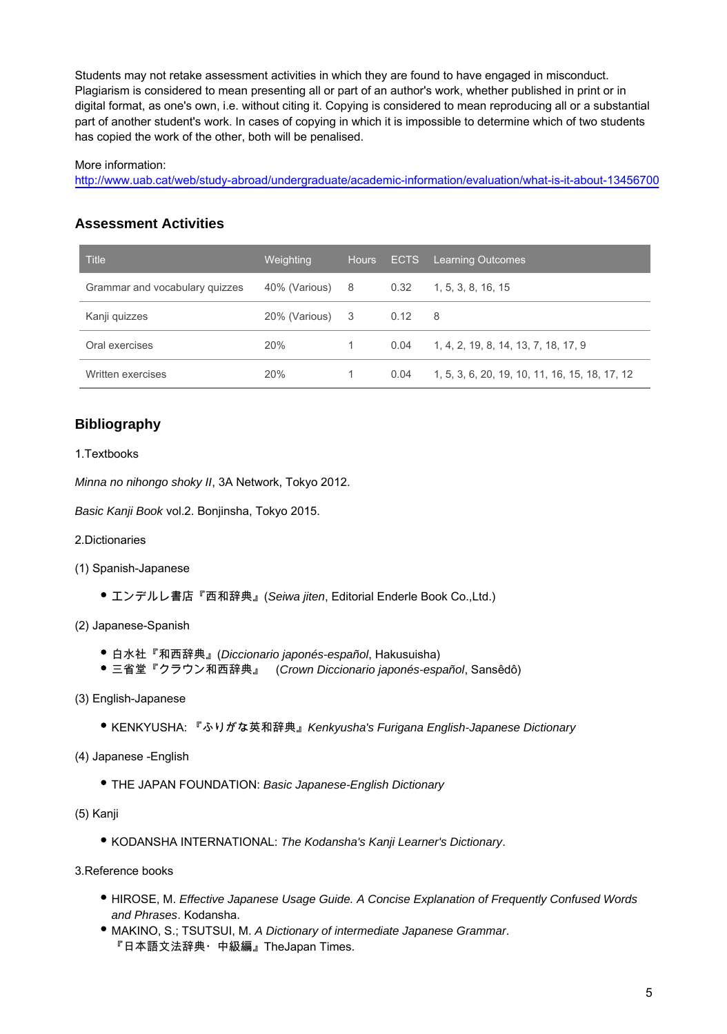Students may not retake assessment activities in which they are found to have engaged in misconduct. Plagiarism is considered to mean presenting all or part of an author's work, whether published in print or in digital format, as one's own, i.e. without citing it. Copying is considered to mean reproducing all or a substantial part of another student's work. In cases of copying in which it is impossible to determine which of two students has copied the work of the other, both will be penalised.

More information: http://www.uab.cat/web/study-abroad/undergraduate/academic-information/evaluation/what-is-it-about-13456700

## Assessment Activities

| Title | Weighting | Hours | ECTS | Learning Outcomes |
|---|---|---|---|---|
| Grammar and vocabulary quizzes | 40% (Various) | 8 | 0.32 | 1, 5, 3, 8, 16, 15 |
| Kanji quizzes | 20% (Various) | 3 | 0.12 | 8 |
| Oral exercises | 20% | 1 | 0.04 | 1, 4, 2, 19, 8, 14, 13, 7, 18, 17, 9 |
| Written exercises | 20% | 1 | 0.04 | 1, 5, 3, 6, 20, 19, 10, 11, 16, 15, 18, 17, 12 |

## Bibliography

1.Textbooks

*Minna no nihongo shoky II*, 3A Network, Tokyo 2012.

*Basic Kanji Book* vol.2. Bonjinsha, Tokyo 2015.

2.Dictionaries

(1) Spanish-Japanese

- エンデルレ書店『西和辞典』(*Seiwa jiten*, Editorial Enderle Book Co.,Ltd.)

(2) Japanese-Spanish

- 白水社『和西辞典』(*Diccionario japonés-español*, Hakusuisha)
- 三省堂『クラウン和西辞典』 (*Crown Diccionario japonés-español*, Sansêdô)

(3) English-Japanese

- KENKYUSHA: 『ふりがな英和辞典』*Kenkyusha's Furigana English-Japanese Dictionary*

(4) Japanese -English

- THE JAPAN FOUNDATION: *Basic Japanese-English Dictionary*

(5) Kanji

- KODANSHA INTERNATIONAL: *The Kodansha's Kanji Learner's Dictionary*.

3.Reference books

- HIROSE, M. *Effective Japanese Usage Guide. A Concise Explanation of Frequently Confused Words and Phrases*. Kodansha.
- MAKINO, S.; TSUTSUI, M. *A Dictionary of intermediate Japanese Grammar*. 『日本語文法辞典・中級編』TheJapan Times.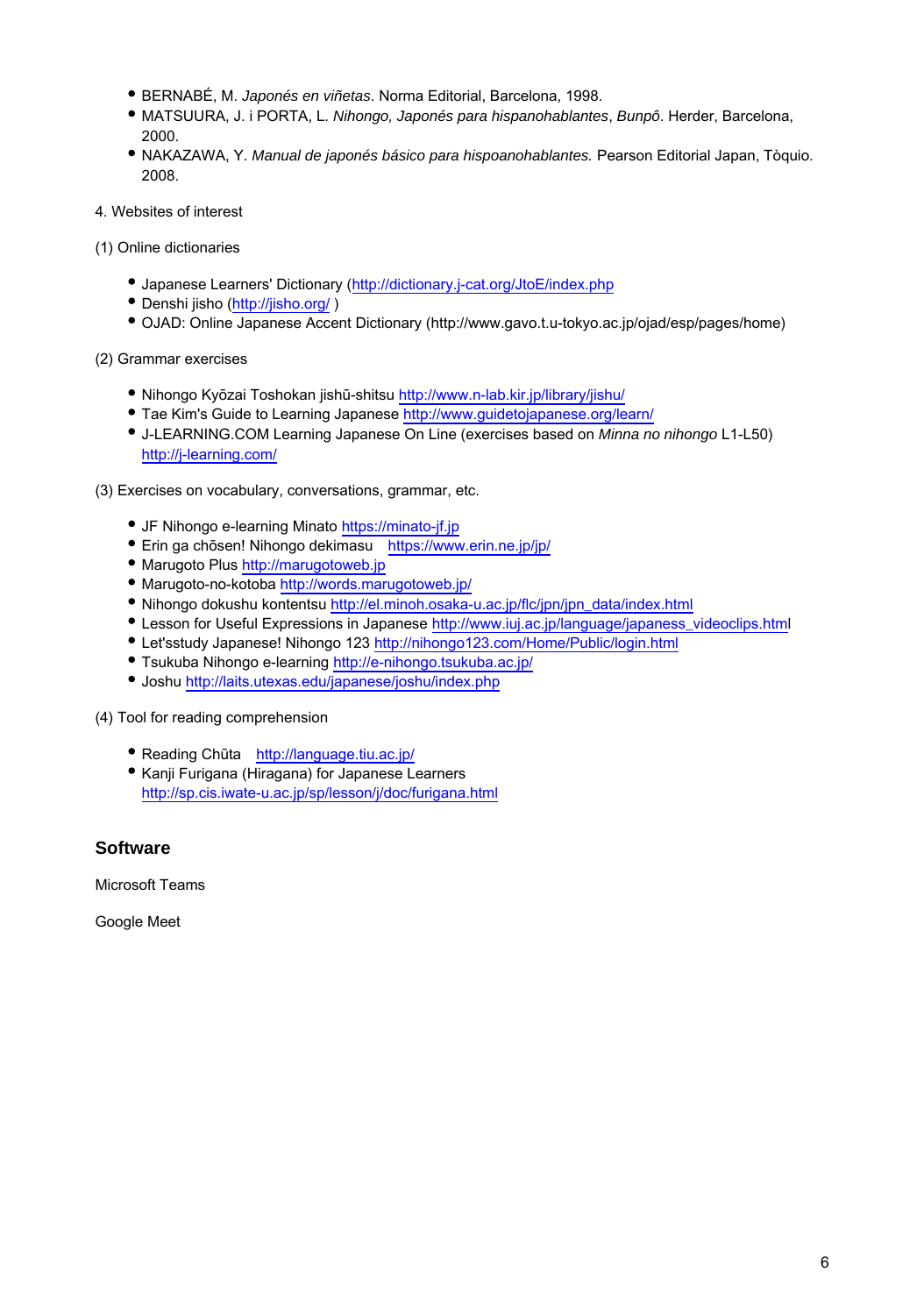- BERNABÉ, M. *Japonés en viñetas*. Norma Editorial, Barcelona, 1998.
- MATSUURA, J. i PORTA, L. *Nihongo, Japonés para hispanohablantes*, *Bunpô*. Herder, Barcelona, 2000.
- NAKAZAWA, Y. *Manual de japonés básico para hispoanohablantes.* Pearson Editorial Japan, Tòquio. 2008.

4. Websites of interest

(1) Online dictionaries

- Japanese Learners' Dictionary (http://dictionary.j-cat.org/JtoE/index.php
- Denshi jisho (http://jisho.org/ )
- OJAD: Online Japanese Accent Dictionary (http://www.gavo.t.u-tokyo.ac.jp/ojad/esp/pages/home)

(2) Grammar exercises

- Nihongo Kyōzai Toshokan jishū-shitsu http://www.n-lab.kir.jp/library/jishu/
- Tae Kim's Guide to Learning Japanese http://www.guidetojapanese.org/learn/
- J-LEARNING.COM Learning Japanese On Line (exercises based on *Minna no nihongo* L1-L50) http://j-learning.com/

(3) Exercises on vocabulary, conversations, grammar, etc.

- JF Nihongo e-learning Minato https://minato-jf.jp
- Erin ga chōsen! Nihongo dekimasu https://www.erin.ne.jp/jp/
- Marugoto Plus http://marugotoweb.jp
- Marugoto-no-kotoba http://words.marugotoweb.jp/
- Nihongo dokushu kontentsu http://el.minoh.osaka-u.ac.jp/flc/jpn/jpn_data/index.html
- Lesson for Useful Expressions in Japanese http://www.iuj.ac.jp/language/japaness_videoclips.html
- Let'sstudy Japanese! Nihongo 123 http://nihongo123.com/Home/Public/login.html
- Tsukuba Nihongo e-learning http://e-nihongo.tsukuba.ac.jp/
- Joshu http://laits.utexas.edu/japanese/joshu/index.php

(4) Tool for reading comprehension

- Reading Chūta http://language.tiu.ac.jp/
- Kanji Furigana (Hiragana) for Japanese Learners http://sp.cis.iwate-u.ac.jp/sp/lesson/j/doc/furigana.html

## Software

Microsoft Teams

Google Meet